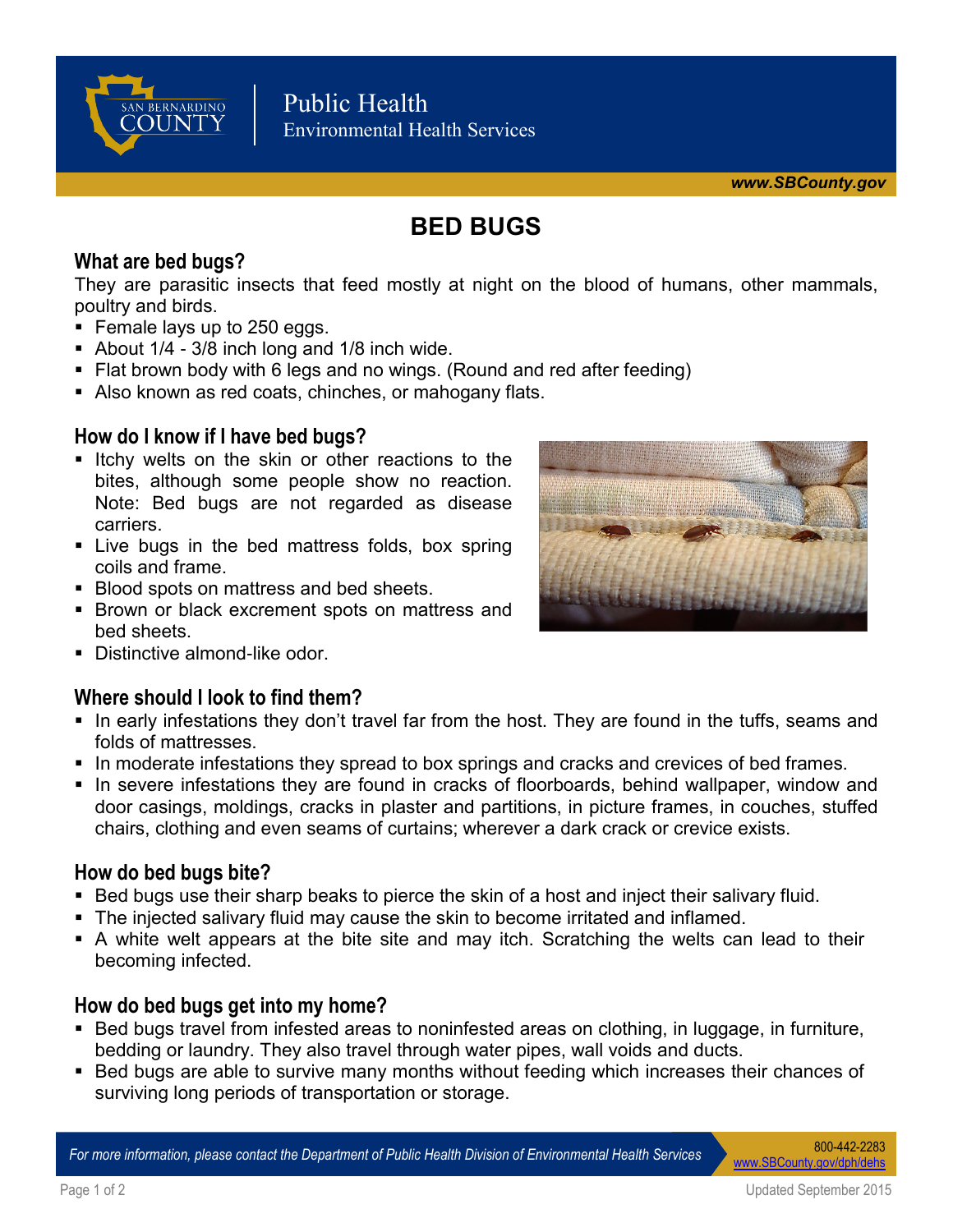San Bernardino County

Public Health
Environmental Health Services

*www.SBCounty.gov*

# BED BUGS

## What are bed bugs?

They are parasitic insects that feed mostly at night on the blood of humans, other mammals, poultry and birds.

- Female lays up to 250 eggs.
- About 1/4 - 3/8 inch long and 1/8 inch wide.
- Flat brown body with 6 legs and no wings. (Round and red after feeding)
- Also known as red coats, chinches, or mahogany flats.

## How do I know if I have bed bugs?

- Itchy welts on the skin or other reactions to the bites, although some people show no reaction. Note: Bed bugs are not regarded as disease carriers.
- Live bugs in the bed mattress folds, box spring coils and frame.
- Blood spots on mattress and bed sheets.
- Brown or black excrement spots on mattress and bed sheets.
- Distinctive almond-like odor.

## Where should I look to find them?

- In early infestations they don't travel far from the host. They are found in the tuffs, seams and folds of mattresses.
- In moderate infestations they spread to box springs and cracks and crevices of bed frames.
- In severe infestations they are found in cracks of floorboards, behind wallpaper, window and door casings, moldings, cracks in plaster and partitions, in picture frames, in couches, stuffed chairs, clothing and even seams of curtains; wherever a dark crack or crevice exists.

## How do bed bugs bite?

- Bed bugs use their sharp beaks to pierce the skin of a host and inject their salivary fluid.
- The injected salivary fluid may cause the skin to become irritated and inflamed.
- A white welt appears at the bite site and may itch. Scratching the welts can lead to their becoming infected.

## How do bed bugs get into my home?

- Bed bugs travel from infested areas to noninfested areas on clothing, in luggage, in furniture, bedding or laundry. They also travel through water pipes, wall voids and ducts.
- Bed bugs are able to survive many months without feeding which increases their chances of surviving long periods of transportation or storage.

*For more information, please contact the Department of Public Health Division of Environmental Health Services* 800-442-2283 www.SBCounty.gov/dph/dehs

Updated September 2015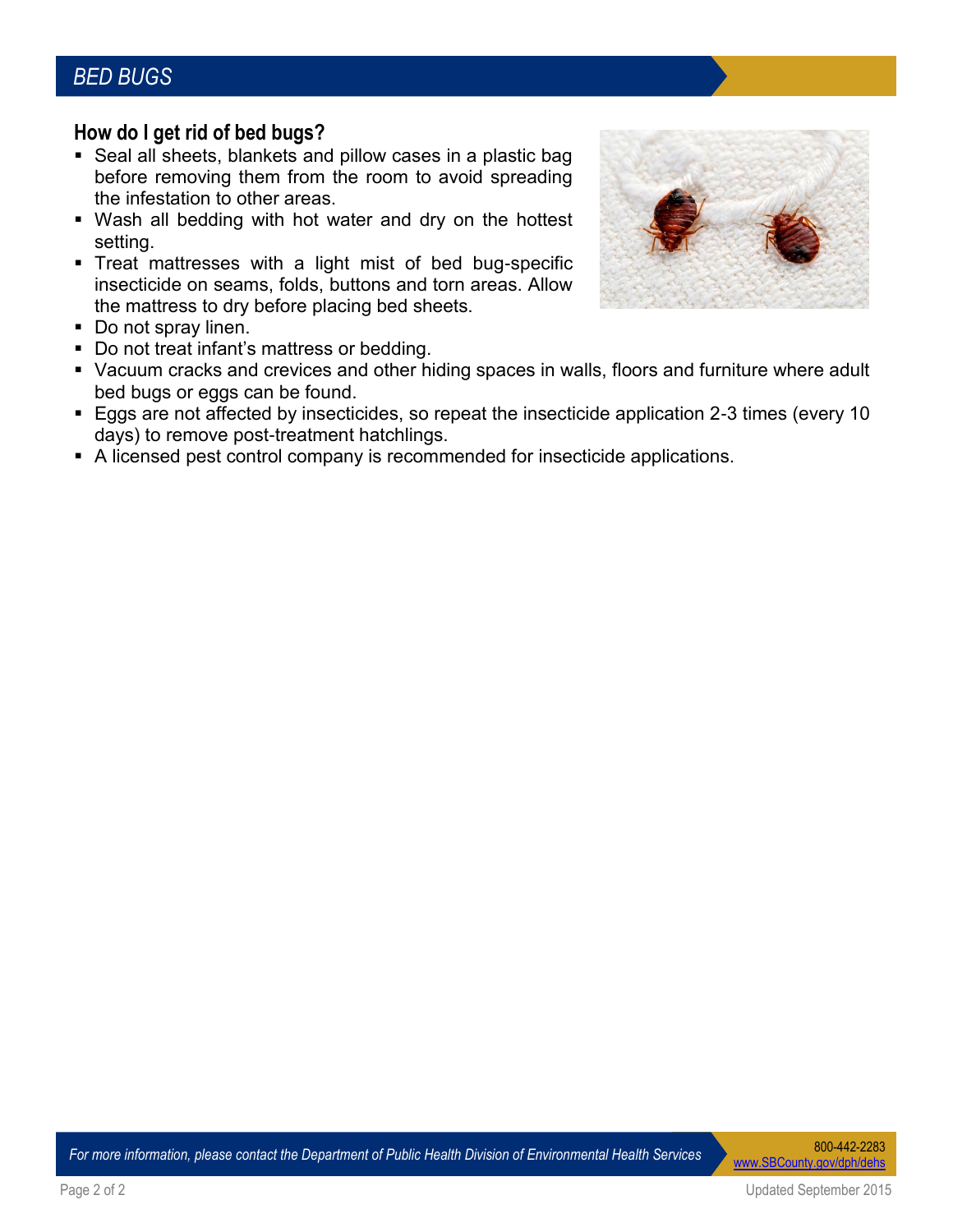## How do I get rid of bed bugs?

- Seal all sheets, blankets and pillow cases in a plastic bag before removing them from the room to avoid spreading the infestation to other areas.
- Wash all bedding with hot water and dry on the hottest setting.
- Treat mattresses with a light mist of bed bug-specific insecticide on seams, folds, buttons and torn areas. Allow the mattress to dry before placing bed sheets.
- Do not spray linen.
- Do not treat infant's mattress or bedding.
- Vacuum cracks and crevices and other hiding spaces in walls, floors and furniture where adult bed bugs or eggs can be found.
- Eggs are not affected by insecticides, so repeat the insecticide application 2-3 times (every 10 days) to remove post-treatment hatchlings.
- A licensed pest control company is recommended for insecticide applications.

*For more information, please contact the Department of Public Health Division of Environmental Health Services*

800-442-2283
www.SBCounty.gov/dph/dehs

Updated September 2015